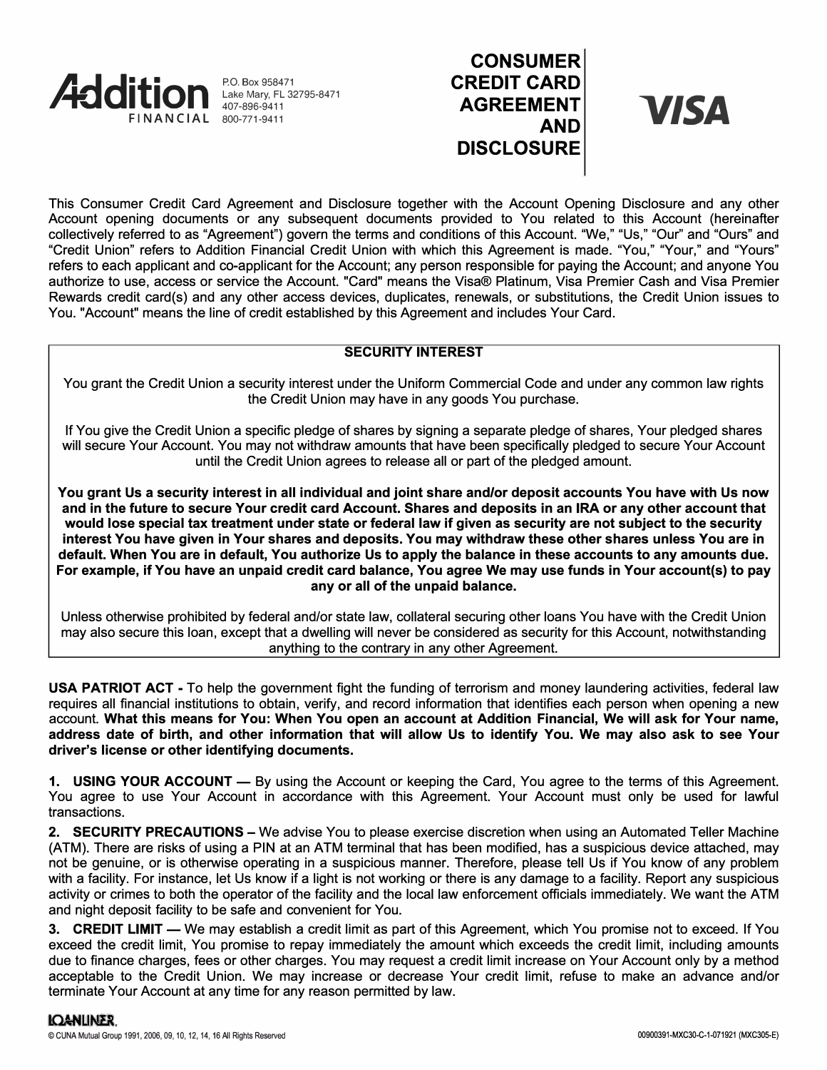Addition FINANCIAL

P.O. Box 958471
Lake Mary, FL 32795-8471
407-896-9411
800-771-9411

# CONSUMER CREDIT CARD AGREEMENT AND DISCLOSURE

VISA

This Consumer Credit Card Agreement and Disclosure together with the Account Opening Disclosure and any other Account opening documents or any subsequent documents provided to You related to this Account (hereinafter collectively referred to as "Agreement") govern the terms and conditions of this Account. "We," "Us," "Our" and "Ours" and "Credit Union" refers to Addition Financial Credit Union with which this Agreement is made. "You," "Your," and "Yours" refers to each applicant and co-applicant for the Account; any person responsible for paying the Account; and anyone You authorize to use, access or service the Account. "Card" means the Visa® Platinum, Visa Premier Cash and Visa Premier Rewards credit card(s) and any other access devices, duplicates, renewals, or substitutions, the Credit Union issues to You. "Account" means the line of credit established by this Agreement and includes Your Card.

## SECURITY INTEREST

You grant the Credit Union a security interest under the Uniform Commercial Code and under any common law rights the Credit Union may have in any goods You purchase.

If You give the Credit Union a specific pledge of shares by signing a separate pledge of shares, Your pledged shares will secure Your Account. You may not withdraw amounts that have been specifically pledged to secure Your Account until the Credit Union agrees to release all or part of the pledged amount.

**You grant Us a security interest in all individual and joint share and/or deposit accounts You have with Us now and in the future to secure Your credit card Account. Shares and deposits in an IRA or any other account that would lose special tax treatment under state or federal law if given as security are not subject to the security interest You have given in Your shares and deposits. You may withdraw these other shares unless You are in default. When You are in default, You authorize Us to apply the balance in these accounts to any amounts due. For example, if You have an unpaid credit card balance, You agree We may use funds in Your account(s) to pay any or all of the unpaid balance.**

Unless otherwise prohibited by federal and/or state law, collateral securing other loans You have with the Credit Union may also secure this loan, except that a dwelling will never be considered as security for this Account, notwithstanding anything to the contrary in any other Agreement.

**USA PATRIOT ACT -** To help the government fight the funding of terrorism and money laundering activities, federal law requires all financial institutions to obtain, verify, and record information that identifies each person when opening a new account. **What this means for You: When You open an account at Addition Financial, We will ask for Your name, address date of birth, and other information that will allow Us to identify You. We may also ask to see Your driver's license or other identifying documents.**

**1. USING YOUR ACCOUNT —** By using the Account or keeping the Card, You agree to the terms of this Agreement. You agree to use Your Account in accordance with this Agreement. Your Account must only be used for lawful transactions.

**2. SECURITY PRECAUTIONS –** We advise You to please exercise discretion when using an Automated Teller Machine (ATM). There are risks of using a PIN at an ATM terminal that has been modified, has a suspicious device attached, may not be genuine, or is otherwise operating in a suspicious manner. Therefore, please tell Us if You know of any problem with a facility. For instance, let Us know if a light is not working or there is any damage to a facility. Report any suspicious activity or crimes to both the operator of the facility and the local law enforcement officials immediately. We want the ATM and night deposit facility to be safe and convenient for You.

**3. CREDIT LIMIT —** We may establish a credit limit as part of this Agreement, which You promise not to exceed. If You exceed the credit limit, You promise to repay immediately the amount which exceeds the credit limit, including amounts due to finance charges, fees or other charges. You may request a credit limit increase on Your Account only by a method acceptable to the Credit Union. We may increase or decrease Your credit limit, refuse to make an advance and/or terminate Your Account at any time for any reason permitted by law.

LOANLINER.
© CUNA Mutual Group 1991, 2006, 09, 10, 12, 14, 16 All Rights Reserved

00900391-MXC30-C-1-071921 (MXC305-E)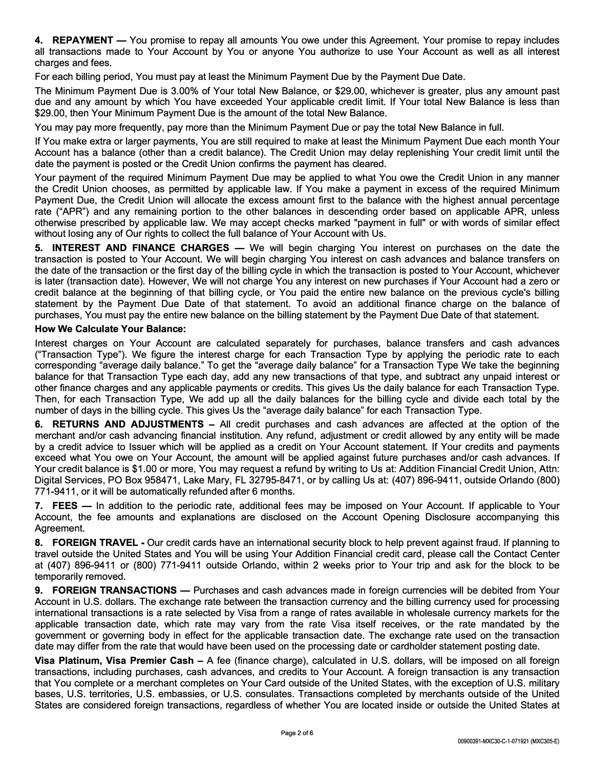**4. REPAYMENT —** You promise to repay all amounts You owe under this Agreement. Your promise to repay includes all transactions made to Your Account by You or anyone You authorize to use Your Account as well as all interest charges and fees.

For each billing period, You must pay at least the Minimum Payment Due by the Payment Due Date.

The Minimum Payment Due is 3.00% of Your total New Balance, or $29.00, whichever is greater, plus any amount past due and any amount by which You have exceeded Your applicable credit limit. If Your total New Balance is less than $29.00, then Your Minimum Payment Due is the amount of the total New Balance.

You may pay more frequently, pay more than the Minimum Payment Due or pay the total New Balance in full.

If You make extra or larger payments, You are still required to make at least the Minimum Payment Due each month Your Account has a balance (other than a credit balance). The Credit Union may delay replenishing Your credit limit until the date the payment is posted or the Credit Union confirms the payment has cleared.

Your payment of the required Minimum Payment Due may be applied to what You owe the Credit Union in any manner the Credit Union chooses, as permitted by applicable law. If You make a payment in excess of the required Minimum Payment Due, the Credit Union will allocate the excess amount first to the balance with the highest annual percentage rate ("APR") and any remaining portion to the other balances in descending order based on applicable APR, unless otherwise prescribed by applicable law. We may accept checks marked "payment in full" or with words of similar effect without losing any of Our rights to collect the full balance of Your Account with Us.

**5. INTEREST AND FINANCE CHARGES —** We will begin charging You interest on purchases on the date the transaction is posted to Your Account. We will begin charging You interest on cash advances and balance transfers on the date of the transaction or the first day of the billing cycle in which the transaction is posted to Your Account, whichever is later (transaction date). However, We will not charge You any interest on new purchases if Your Account had a zero or credit balance at the beginning of that billing cycle, or You paid the entire new balance on the previous cycle's billing statement by the Payment Due Date of that statement. To avoid an additional finance charge on the balance of purchases, You must pay the entire new balance on the billing statement by the Payment Due Date of that statement.

**How We Calculate Your Balance:**

Interest charges on Your Account are calculated separately for purchases, balance transfers and cash advances ("Transaction Type"). We figure the interest charge for each Transaction Type by applying the periodic rate to each corresponding "average daily balance." To get the "average daily balance" for a Transaction Type We take the beginning balance for that Transaction Type each day, add any new transactions of that type, and subtract any unpaid interest or other finance charges and any applicable payments or credits. This gives Us the daily balance for each Transaction Type. Then, for each Transaction Type, We add up all the daily balances for the billing cycle and divide each total by the number of days in the billing cycle. This gives Us the "average daily balance" for each Transaction Type.

**6. RETURNS AND ADJUSTMENTS –** All credit purchases and cash advances are affected at the option of the merchant and/or cash advancing financial institution. Any refund, adjustment or credit allowed by any entity will be made by a credit advice to Issuer which will be applied as a credit on Your Account statement. If Your credits and payments exceed what You owe on Your Account, the amount will be applied against future purchases and/or cash advances. If Your credit balance is $1.00 or more, You may request a refund by writing to Us at: Addition Financial Credit Union, Attn: Digital Services, PO Box 958471, Lake Mary, FL 32795-8471, or by calling Us at: (407) 896-9411, outside Orlando (800) 771-9411, or it will be automatically refunded after 6 months.

**7. FEES —** In addition to the periodic rate, additional fees may be imposed on Your Account. If applicable to Your Account, the fee amounts and explanations are disclosed on the Account Opening Disclosure accompanying this Agreement.

**8. FOREIGN TRAVEL -** Our credit cards have an international security block to help prevent against fraud. If planning to travel outside the United States and You will be using Your Addition Financial credit card, please call the Contact Center at (407) 896-9411 or (800) 771-9411 outside Orlando, within 2 weeks prior to Your trip and ask for the block to be temporarily removed.

**9. FOREIGN TRANSACTIONS —** Purchases and cash advances made in foreign currencies will be debited from Your Account in U.S. dollars. The exchange rate between the transaction currency and the billing currency used for processing international transactions is a rate selected by Visa from a range of rates available in wholesale currency markets for the applicable transaction date, which rate may vary from the rate Visa itself receives, or the rate mandated by the government or governing body in effect for the applicable transaction date. The exchange rate used on the transaction date may differ from the rate that would have been used on the processing date or cardholder statement posting date.

**Visa Platinum, Visa Premier Cash –** A fee (finance charge), calculated in U.S. dollars, will be imposed on all foreign transactions, including purchases, cash advances, and credits to Your Account. A foreign transaction is any transaction that You complete or a merchant completes on Your Card outside of the United States, with the exception of U.S. military bases, U.S. territories, U.S. embassies, or U.S. consulates. Transactions completed by merchants outside of the United States are considered foreign transactions, regardless of whether You are located inside or outside the United States at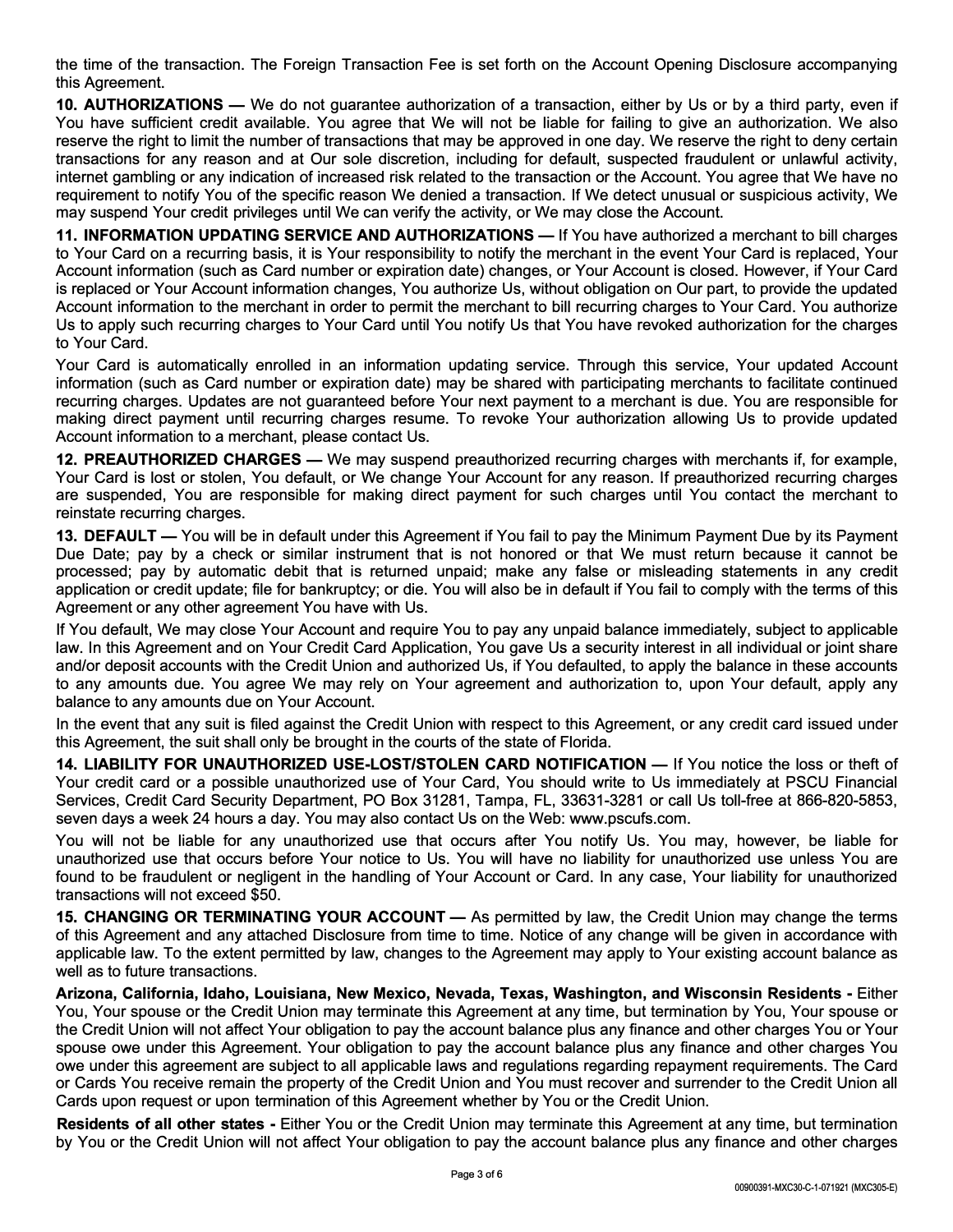the time of the transaction. The Foreign Transaction Fee is set forth on the Account Opening Disclosure accompanying this Agreement.

**10. AUTHORIZATIONS —** We do not guarantee authorization of a transaction, either by Us or by a third party, even if You have sufficient credit available. You agree that We will not be liable for failing to give an authorization. We also reserve the right to limit the number of transactions that may be approved in one day. We reserve the right to deny certain transactions for any reason and at Our sole discretion, including for default, suspected fraudulent or unlawful activity, internet gambling or any indication of increased risk related to the transaction or the Account. You agree that We have no requirement to notify You of the specific reason We denied a transaction. If We detect unusual or suspicious activity, We may suspend Your credit privileges until We can verify the activity, or We may close the Account.

**11. INFORMATION UPDATING SERVICE AND AUTHORIZATIONS —** If You have authorized a merchant to bill charges to Your Card on a recurring basis, it is Your responsibility to notify the merchant in the event Your Card is replaced, Your Account information (such as Card number or expiration date) changes, or Your Account is closed. However, if Your Card is replaced or Your Account information changes, You authorize Us, without obligation on Our part, to provide the updated Account information to the merchant in order to permit the merchant to bill recurring charges to Your Card. You authorize Us to apply such recurring charges to Your Card until You notify Us that You have revoked authorization for the charges to Your Card.

Your Card is automatically enrolled in an information updating service. Through this service, Your updated Account information (such as Card number or expiration date) may be shared with participating merchants to facilitate continued recurring charges. Updates are not guaranteed before Your next payment to a merchant is due. You are responsible for making direct payment until recurring charges resume. To revoke Your authorization allowing Us to provide updated Account information to a merchant, please contact Us.

**12. PREAUTHORIZED CHARGES —** We may suspend preauthorized recurring charges with merchants if, for example, Your Card is lost or stolen, You default, or We change Your Account for any reason. If preauthorized recurring charges are suspended, You are responsible for making direct payment for such charges until You contact the merchant to reinstate recurring charges.

**13. DEFAULT —** You will be in default under this Agreement if You fail to pay the Minimum Payment Due by its Payment Due Date; pay by a check or similar instrument that is not honored or that We must return because it cannot be processed; pay by automatic debit that is returned unpaid; make any false or misleading statements in any credit application or credit update; file for bankruptcy; or die. You will also be in default if You fail to comply with the terms of this Agreement or any other agreement You have with Us.

If You default, We may close Your Account and require You to pay any unpaid balance immediately, subject to applicable law. In this Agreement and on Your Credit Card Application, You gave Us a security interest in all individual or joint share and/or deposit accounts with the Credit Union and authorized Us, if You defaulted, to apply the balance in these accounts to any amounts due. You agree We may rely on Your agreement and authorization to, upon Your default, apply any balance to any amounts due on Your Account.

In the event that any suit is filed against the Credit Union with respect to this Agreement, or any credit card issued under this Agreement, the suit shall only be brought in the courts of the state of Florida.

**14. LIABILITY FOR UNAUTHORIZED USE-LOST/STOLEN CARD NOTIFICATION —** If You notice the loss or theft of Your credit card or a possible unauthorized use of Your Card, You should write to Us immediately at PSCU Financial Services, Credit Card Security Department, PO Box 31281, Tampa, FL, 33631-3281 or call Us toll-free at 866-820-5853, seven days a week 24 hours a day. You may also contact Us on the Web: www.pscufs.com.

You will not be liable for any unauthorized use that occurs after You notify Us. You may, however, be liable for unauthorized use that occurs before Your notice to Us. You will have no liability for unauthorized use unless You are found to be fraudulent or negligent in the handling of Your Account or Card. In any case, Your liability for unauthorized transactions will not exceed $50.

**15. CHANGING OR TERMINATING YOUR ACCOUNT —** As permitted by law, the Credit Union may change the terms of this Agreement and any attached Disclosure from time to time. Notice of any change will be given in accordance with applicable law. To the extent permitted by law, changes to the Agreement may apply to Your existing account balance as well as to future transactions.

**Arizona, California, Idaho, Louisiana, New Mexico, Nevada, Texas, Washington, and Wisconsin Residents -** Either You, Your spouse or the Credit Union may terminate this Agreement at any time, but termination by You, Your spouse or the Credit Union will not affect Your obligation to pay the account balance plus any finance and other charges You or Your spouse owe under this Agreement. Your obligation to pay the account balance plus any finance and other charges You owe under this agreement are subject to all applicable laws and regulations regarding repayment requirements. The Card or Cards You receive remain the property of the Credit Union and You must recover and surrender to the Credit Union all Cards upon request or upon termination of this Agreement whether by You or the Credit Union.

**Residents of all other states -** Either You or the Credit Union may terminate this Agreement at any time, but termination by You or the Credit Union will not affect Your obligation to pay the account balance plus any finance and other charges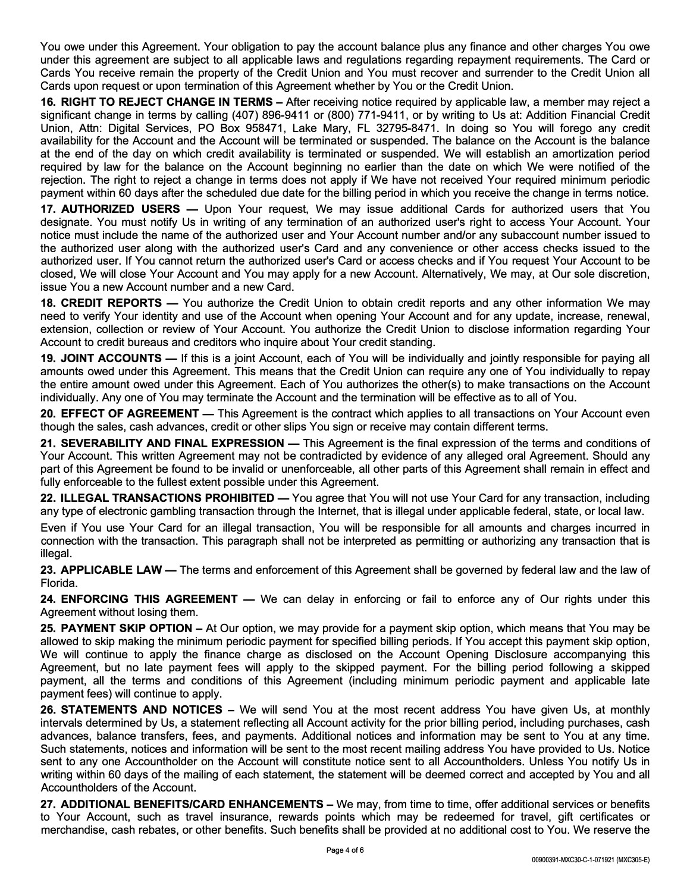You owe under this Agreement. Your obligation to pay the account balance plus any finance and other charges You owe under this agreement are subject to all applicable laws and regulations regarding repayment requirements. The Card or Cards You receive remain the property of the Credit Union and You must recover and surrender to the Credit Union all Cards upon request or upon termination of this Agreement whether by You or the Credit Union.

**16. RIGHT TO REJECT CHANGE IN TERMS –** After receiving notice required by applicable law, a member may reject a significant change in terms by calling (407) 896-9411 or (800) 771-9411, or by writing to Us at: Addition Financial Credit Union, Attn: Digital Services, PO Box 958471, Lake Mary, FL 32795-8471. In doing so You will forego any credit availability for the Account and the Account will be terminated or suspended. The balance on the Account is the balance at the end of the day on which credit availability is terminated or suspended. We will establish an amortization period required by law for the balance on the Account beginning no earlier than the date on which We were notified of the rejection. The right to reject a change in terms does not apply if We have not received Your required minimum periodic payment within 60 days after the scheduled due date for the billing period in which you receive the change in terms notice.

**17. AUTHORIZED USERS —** Upon Your request, We may issue additional Cards for authorized users that You designate. You must notify Us in writing of any termination of an authorized user's right to access Your Account. Your notice must include the name of the authorized user and Your Account number and/or any subaccount number issued to the authorized user along with the authorized user's Card and any convenience or other access checks issued to the authorized user. If You cannot return the authorized user's Card or access checks and if You request Your Account to be closed, We will close Your Account and You may apply for a new Account. Alternatively, We may, at Our sole discretion, issue You a new Account number and a new Card.

**18. CREDIT REPORTS —** You authorize the Credit Union to obtain credit reports and any other information We may need to verify Your identity and use of the Account when opening Your Account and for any update, increase, renewal, extension, collection or review of Your Account. You authorize the Credit Union to disclose information regarding Your Account to credit bureaus and creditors who inquire about Your credit standing.

**19. JOINT ACCOUNTS —** If this is a joint Account, each of You will be individually and jointly responsible for paying all amounts owed under this Agreement. This means that the Credit Union can require any one of You individually to repay the entire amount owed under this Agreement. Each of You authorizes the other(s) to make transactions on the Account individually. Any one of You may terminate the Account and the termination will be effective as to all of You.

**20. EFFECT OF AGREEMENT —** This Agreement is the contract which applies to all transactions on Your Account even though the sales, cash advances, credit or other slips You sign or receive may contain different terms.

**21. SEVERABILITY AND FINAL EXPRESSION —** This Agreement is the final expression of the terms and conditions of Your Account. This written Agreement may not be contradicted by evidence of any alleged oral Agreement. Should any part of this Agreement be found to be invalid or unenforceable, all other parts of this Agreement shall remain in effect and fully enforceable to the fullest extent possible under this Agreement.

**22. ILLEGAL TRANSACTIONS PROHIBITED —** You agree that You will not use Your Card for any transaction, including any type of electronic gambling transaction through the Internet, that is illegal under applicable federal, state, or local law.

Even if You use Your Card for an illegal transaction, You will be responsible for all amounts and charges incurred in connection with the transaction. This paragraph shall not be interpreted as permitting or authorizing any transaction that is illegal.

**23. APPLICABLE LAW —** The terms and enforcement of this Agreement shall be governed by federal law and the law of Florida.

**24. ENFORCING THIS AGREEMENT —** We can delay in enforcing or fail to enforce any of Our rights under this Agreement without losing them.

**25. PAYMENT SKIP OPTION –** At Our option, we may provide for a payment skip option, which means that You may be allowed to skip making the minimum periodic payment for specified billing periods. If You accept this payment skip option, We will continue to apply the finance charge as disclosed on the Account Opening Disclosure accompanying this Agreement, but no late payment fees will apply to the skipped payment. For the billing period following a skipped payment, all the terms and conditions of this Agreement (including minimum periodic payment and applicable late payment fees) will continue to apply.

**26. STATEMENTS AND NOTICES –** We will send You at the most recent address You have given Us, at monthly intervals determined by Us, a statement reflecting all Account activity for the prior billing period, including purchases, cash advances, balance transfers, fees, and payments. Additional notices and information may be sent to You at any time. Such statements, notices and information will be sent to the most recent mailing address You have provided to Us. Notice sent to any one Accountholder on the Account will constitute notice sent to all Accountholders. Unless You notify Us in writing within 60 days of the mailing of each statement, the statement will be deemed correct and accepted by You and all Accountholders of the Account.

**27. ADDITIONAL BENEFITS/CARD ENHANCEMENTS –** We may, from time to time, offer additional services or benefits to Your Account, such as travel insurance, rewards points which may be redeemed for travel, gift certificates or merchandise, cash rebates, or other benefits. Such benefits shall be provided at no additional cost to You. We reserve the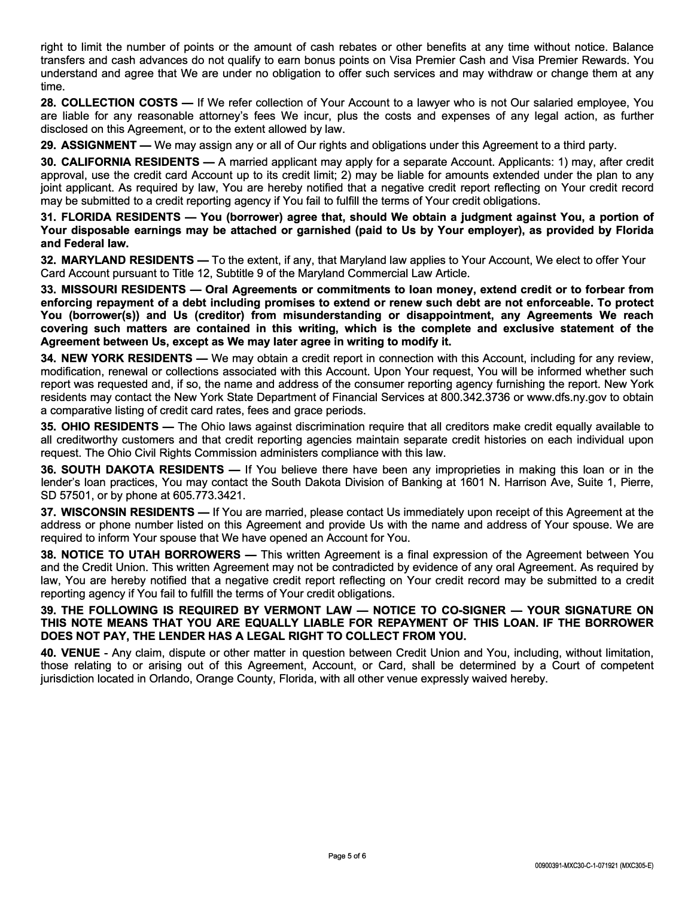right to limit the number of points or the amount of cash rebates or other benefits at any time without notice. Balance transfers and cash advances do not qualify to earn bonus points on Visa Premier Cash and Visa Premier Rewards. You understand and agree that We are under no obligation to offer such services and may withdraw or change them at any time.

**28. COLLECTION COSTS —** If We refer collection of Your Account to a lawyer who is not Our salaried employee, You are liable for any reasonable attorney's fees We incur, plus the costs and expenses of any legal action, as further disclosed on this Agreement, or to the extent allowed by law.

**29. ASSIGNMENT —** We may assign any or all of Our rights and obligations under this Agreement to a third party.

**30. CALIFORNIA RESIDENTS —** A married applicant may apply for a separate Account. Applicants: 1) may, after credit approval, use the credit card Account up to its credit limit; 2) may be liable for amounts extended under the plan to any joint applicant. As required by law, You are hereby notified that a negative credit report reflecting on Your credit record may be submitted to a credit reporting agency if You fail to fulfill the terms of Your credit obligations.

**31. FLORIDA RESIDENTS — You (borrower) agree that, should We obtain a judgment against You, a portion of Your disposable earnings may be attached or garnished (paid to Us by Your employer), as provided by Florida and Federal law.**

**32. MARYLAND RESIDENTS —** To the extent, if any, that Maryland law applies to Your Account, We elect to offer Your Card Account pursuant to Title 12, Subtitle 9 of the Maryland Commercial Law Article.

**33. MISSOURI RESIDENTS — Oral Agreements or commitments to loan money, extend credit or to forbear from enforcing repayment of a debt including promises to extend or renew such debt are not enforceable. To protect You (borrower(s)) and Us (creditor) from misunderstanding or disappointment, any Agreements We reach covering such matters are contained in this writing, which is the complete and exclusive statement of the Agreement between Us, except as We may later agree in writing to modify it.**

**34. NEW YORK RESIDENTS —** We may obtain a credit report in connection with this Account, including for any review, modification, renewal or collections associated with this Account. Upon Your request, You will be informed whether such report was requested and, if so, the name and address of the consumer reporting agency furnishing the report. New York residents may contact the New York State Department of Financial Services at 800.342.3736 or www.dfs.ny.gov to obtain a comparative listing of credit card rates, fees and grace periods.

**35. OHIO RESIDENTS —** The Ohio laws against discrimination require that all creditors make credit equally available to all creditworthy customers and that credit reporting agencies maintain separate credit histories on each individual upon request. The Ohio Civil Rights Commission administers compliance with this law.

**36. SOUTH DAKOTA RESIDENTS —** If You believe there have been any improprieties in making this loan or in the lender's loan practices, You may contact the South Dakota Division of Banking at 1601 N. Harrison Ave, Suite 1, Pierre, SD 57501, or by phone at 605.773.3421.

**37. WISCONSIN RESIDENTS —** If You are married, please contact Us immediately upon receipt of this Agreement at the address or phone number listed on this Agreement and provide Us with the name and address of Your spouse. We are required to inform Your spouse that We have opened an Account for You.

**38. NOTICE TO UTAH BORROWERS —** This written Agreement is a final expression of the Agreement between You and the Credit Union. This written Agreement may not be contradicted by evidence of any oral Agreement. As required by law, You are hereby notified that a negative credit report reflecting on Your credit record may be submitted to a credit reporting agency if You fail to fulfill the terms of Your credit obligations.

**39. THE FOLLOWING IS REQUIRED BY VERMONT LAW — NOTICE TO CO-SIGNER — YOUR SIGNATURE ON THIS NOTE MEANS THAT YOU ARE EQUALLY LIABLE FOR REPAYMENT OF THIS LOAN. IF THE BORROWER DOES NOT PAY, THE LENDER HAS A LEGAL RIGHT TO COLLECT FROM YOU.**

**40. VENUE** - Any claim, dispute or other matter in question between Credit Union and You, including, without limitation, those relating to or arising out of this Agreement, Account, or Card, shall be determined by a Court of competent jurisdiction located in Orlando, Orange County, Florida, with all other venue expressly waived hereby.

00900391-MXC30-C-1-071921 (MXC305-E)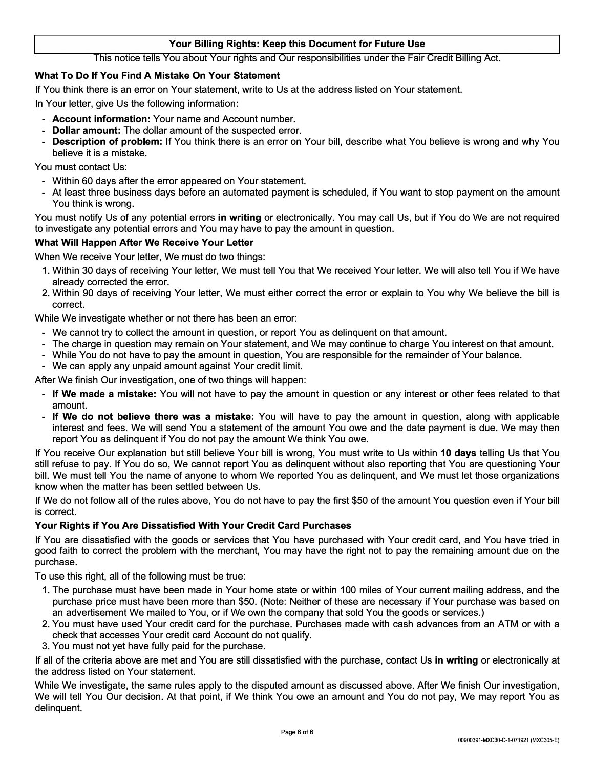## Your Billing Rights: Keep this Document for Future Use

This notice tells You about Your rights and Our responsibilities under the Fair Credit Billing Act.

### What To Do If You Find A Mistake On Your Statement

If You think there is an error on Your statement, write to Us at the address listed on Your statement.

In Your letter, give Us the following information:

- **Account information:** Your name and Account number.
- **Dollar amount:** The dollar amount of the suspected error.
- **Description of problem:** If You think there is an error on Your bill, describe what You believe is wrong and why You believe it is a mistake.

You must contact Us:

- Within 60 days after the error appeared on Your statement.
- At least three business days before an automated payment is scheduled, if You want to stop payment on the amount You think is wrong.

You must notify Us of any potential errors **in writing** or electronically. You may call Us, but if You do We are not required to investigate any potential errors and You may have to pay the amount in question.

### What Will Happen After We Receive Your Letter

When We receive Your letter, We must do two things:

1. Within 30 days of receiving Your letter, We must tell You that We received Your letter. We will also tell You if We have already corrected the error.
2. Within 90 days of receiving Your letter, We must either correct the error or explain to You why We believe the bill is correct.

While We investigate whether or not there has been an error:

- We cannot try to collect the amount in question, or report You as delinquent on that amount.
- The charge in question may remain on Your statement, and We may continue to charge You interest on that amount.
- While You do not have to pay the amount in question, You are responsible for the remainder of Your balance.
- We can apply any unpaid amount against Your credit limit.

After We finish Our investigation, one of two things will happen:

- **If We made a mistake:** You will not have to pay the amount in question or any interest or other fees related to that amount.
- **If We do not believe there was a mistake:** You will have to pay the amount in question, along with applicable interest and fees. We will send You a statement of the amount You owe and the date payment is due. We may then report You as delinquent if You do not pay the amount We think You owe.

If You receive Our explanation but still believe Your bill is wrong, You must write to Us within **10 days** telling Us that You still refuse to pay. If You do so, We cannot report You as delinquent without also reporting that You are questioning Your bill. We must tell You the name of anyone to whom We reported You as delinquent, and We must let those organizations know when the matter has been settled between Us.

If We do not follow all of the rules above, You do not have to pay the first $50 of the amount You question even if Your bill is correct.

### Your Rights if You Are Dissatisfied With Your Credit Card Purchases

If You are dissatisfied with the goods or services that You have purchased with Your credit card, and You have tried in good faith to correct the problem with the merchant, You may have the right not to pay the remaining amount due on the purchase.

To use this right, all of the following must be true:

1. The purchase must have been made in Your home state or within 100 miles of Your current mailing address, and the purchase price must have been more than $50. (Note: Neither of these are necessary if Your purchase was based on an advertisement We mailed to You, or if We own the company that sold You the goods or services.)
2. You must have used Your credit card for the purchase. Purchases made with cash advances from an ATM or with a check that accesses Your credit card Account do not qualify.
3. You must not yet have fully paid for the purchase.

If all of the criteria above are met and You are still dissatisfied with the purchase, contact Us **in writing** or electronically at the address listed on Your statement.

While We investigate, the same rules apply to the disputed amount as discussed above. After We finish Our investigation, We will tell You Our decision. At that point, if We think You owe an amount and You do not pay, We may report You as delinquent.

00900391-MXC30-C-1-071921 (MXC305-E)